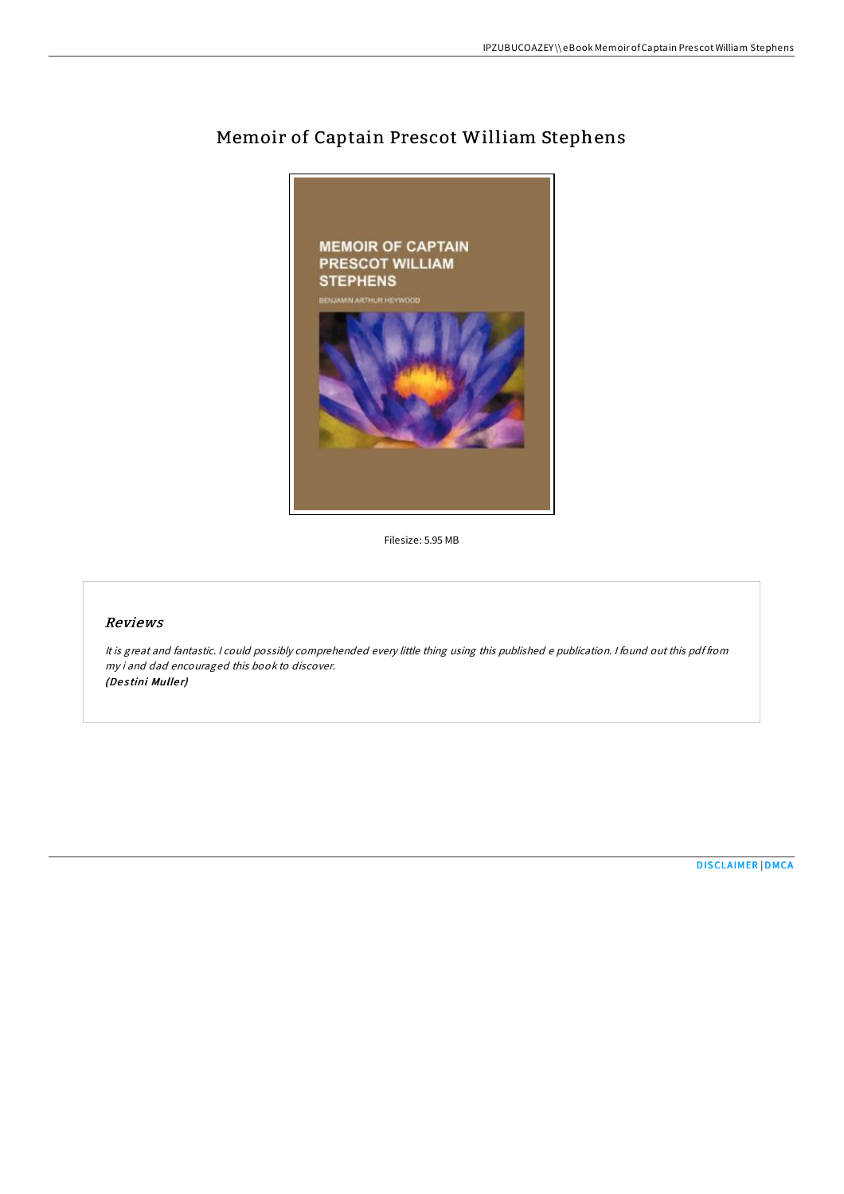# Memoir of Captain Prescot William Stephens

Filesize: 5.95 MB

## Reviews

*It is great and fantastic. I could possibly comprehended every little thing using this published e publication. I found out this pdf from my i and dad encouraged this book to discover.*
***(Destini Muller)***

DISCLAIMER | DMCA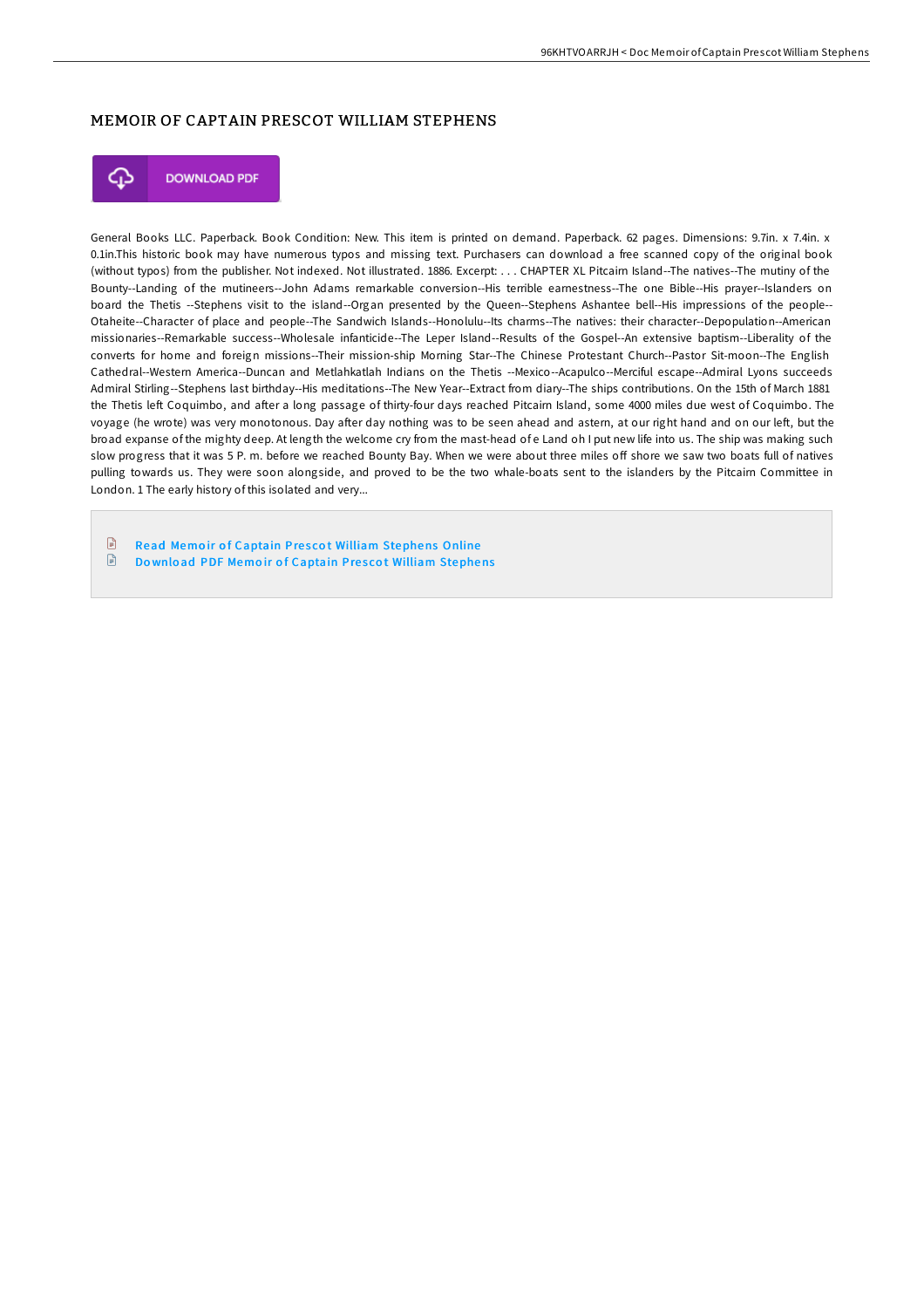## MEMOIR OF CAPTAIN PRESCOT WILLIAM STEPHENS

DOWNLOAD PDF

General Books LLC. Paperback. Book Condition: New. This item is printed on demand. Paperback. 62 pages. Dimensions: 9.7in. x 7.4in. x 0.1in.This historic book may have numerous typos and missing text. Purchasers can download a free scanned copy of the original book (without typos) from the publisher. Not indexed. Not illustrated. 1886. Excerpt: . . . CHAPTER XL Pitcairn Island--The natives--The mutiny of the Bounty--Landing of the mutineers--John Adams remarkable conversion--His terrible earnestness--The one Bible--His prayer--Islanders on board the Thetis --Stephens visit to the island--Organ presented by the Queen--Stephens Ashantee bell--His impressions of the people--Otaheite--Character of place and people--The Sandwich Islands--Honolulu--Its charms--The natives: their character--Depopulation--American missionaries--Remarkable success--Wholesale infanticide--The Leper Island--Results of the Gospel--An extensive baptism--Liberality of the converts for home and foreign missions--Their mission-ship Morning Star--The Chinese Protestant Church--Pastor Sit-moon--The English Cathedral--Western America--Duncan and Metlahkatlah Indians on the Thetis --Mexico--Acapulco--Merciful escape--Admiral Lyons succeeds Admiral Stirling--Stephens last birthday--His meditations--The New Year--Extract from diary--The ships contributions. On the 15th of March 1881 the Thetis left Coquimbo, and after a long passage of thirty-four days reached Pitcairn Island, some 4000 miles due west of Coquimbo. The voyage (he wrote) was very monotonous. Day after day nothing was to be seen ahead and astern, at our right hand and on our left, but the broad expanse of the mighty deep. At length the welcome cry from the mast-head of e Land oh I put new life into us. The ship was making such slow progress that it was 5 P. m. before we reached Bounty Bay. When we were about three miles off shore we saw two boats full of natives pulling towards us. They were soon alongside, and proved to be the two whale-boats sent to the islanders by the Pitcairn Committee in London. 1 The early history of this isolated and very...

- Read Memoir of Captain Prescot William Stephens Online
- Download PDF Memoir of Captain Prescot William Stephens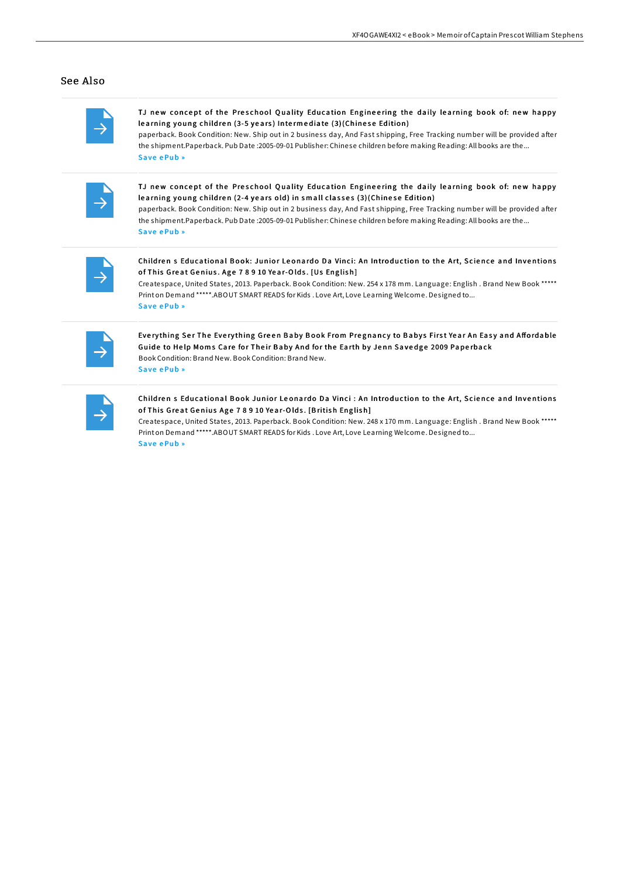## See Also

**TJ new concept of the Preschool Quality Education Engineering the daily learning book of: new happy learning young children (3-5 years) Intermediate (3)(Chinese Edition)**

paperback. Book Condition: New. Ship out in 2 business day, And Fast shipping, Free Tracking number will be provided after the shipment.Paperback. Pub Date :2005-09-01 Publisher: Chinese children before making Reading: All books are the...

Save ePub »

**TJ new concept of the Preschool Quality Education Engineering the daily learning book of: new happy learning young children (2-4 years old) in small classes (3)(Chinese Edition)**

paperback. Book Condition: New. Ship out in 2 business day, And Fast shipping, Free Tracking number will be provided after the shipment.Paperback. Pub Date :2005-09-01 Publisher: Chinese children before making Reading: All books are the...

Save ePub »

**Children s Educational Book: Junior Leonardo Da Vinci: An Introduction to the Art, Science and Inventions of This Great Genius. Age 7 8 9 10 Year-Olds. [Us English]**

Createspace, United States, 2013. Paperback. Book Condition: New. 254 x 178 mm. Language: English . Brand New Book ***** Print on Demand *****.ABOUT SMART READS for Kids . Love Art, Love Learning Welcome. Designed to...

Save ePub »

**Everything Ser The Everything Green Baby Book From Pregnancy to Babys First Year An Easy and Affordable Guide to Help Moms Care for Their Baby And for the Earth by Jenn Savedge 2009 Paperback**

Book Condition: Brand New. Book Condition: Brand New.

Save ePub »

**Children s Educational Book Junior Leonardo Da Vinci : An Introduction to the Art, Science and Inventions of This Great Genius Age 7 8 9 10 Year-Olds. [British English]**

Createspace, United States, 2013. Paperback. Book Condition: New. 248 x 170 mm. Language: English . Brand New Book ***** Print on Demand *****.ABOUT SMART READS for Kids . Love Art, Love Learning Welcome. Designed to...

Save ePub »